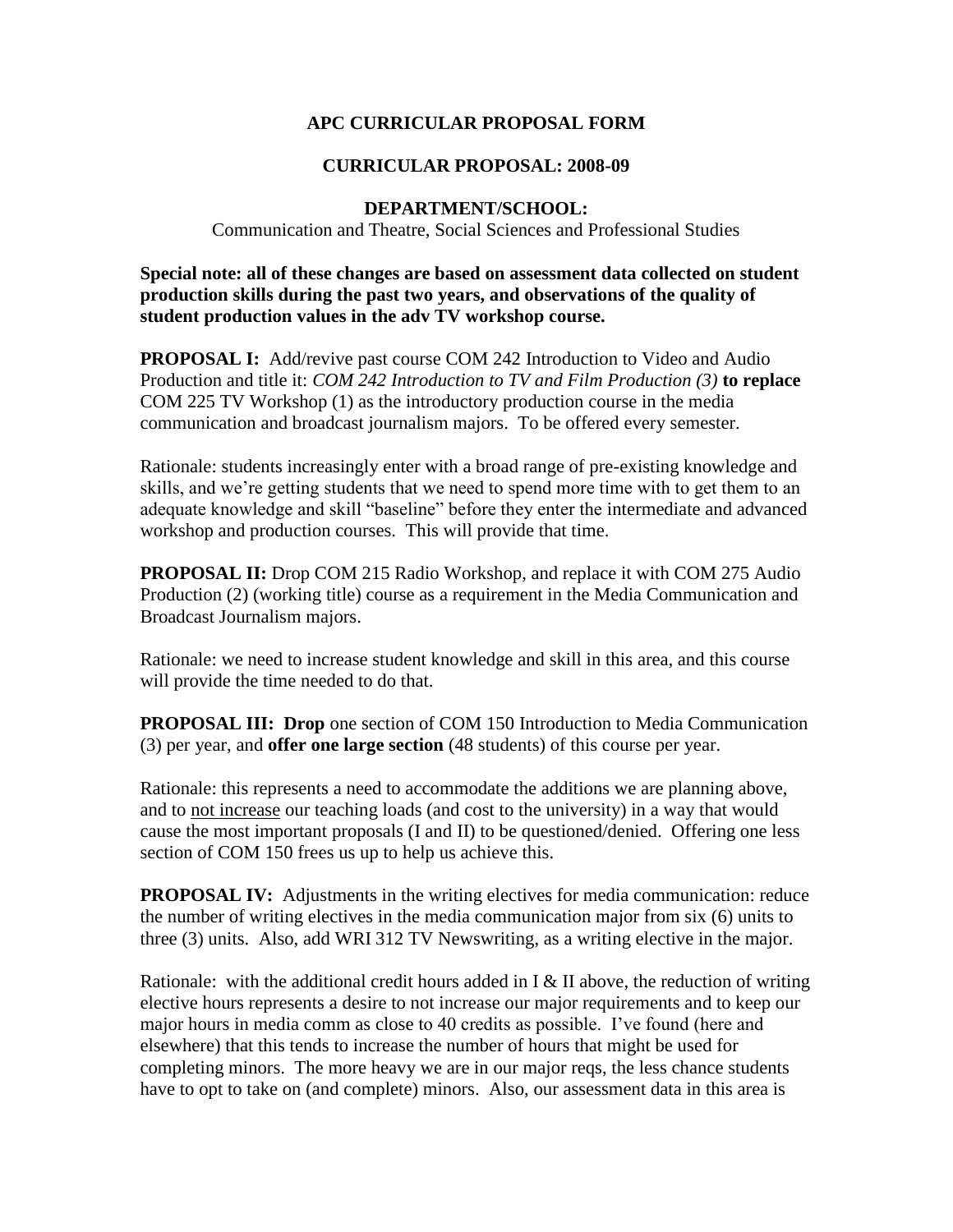# APC CURRICULAR PROPOSAL FORM

## CURRICULAR PROPOSAL: 2008-09

### DEPARTMENT/SCHOOL:

Communication and Theatre, Social Sciences and Professional Studies

**Special note: all of these changes are based on assessment data collected on student production skills during the past two years, and observations of the quality of student production values in the adv TV workshop course.**

**PROPOSAL I:** Add/revive past course COM 242 Introduction to Video and Audio Production and title it: *COM 242 Introduction to TV and Film Production (3)* **to replace** COM 225 TV Workshop (1) as the introductory production course in the media communication and broadcast journalism majors. To be offered every semester.

Rationale: students increasingly enter with a broad range of pre-existing knowledge and skills, and we're getting students that we need to spend more time with to get them to an adequate knowledge and skill "baseline" before they enter the intermediate and advanced workshop and production courses. This will provide that time.

**PROPOSAL II:** Drop COM 215 Radio Workshop, and replace it with COM 275 Audio Production (2) (working title) course as a requirement in the Media Communication and Broadcast Journalism majors.

Rationale: we need to increase student knowledge and skill in this area, and this course will provide the time needed to do that.

**PROPOSAL III: Drop** one section of COM 150 Introduction to Media Communication (3) per year, and **offer one large section** (48 students) of this course per year.

Rationale: this represents a need to accommodate the additions we are planning above, and to <u>not increase</u> our teaching loads (and cost to the university) in a way that would cause the most important proposals (I and II) to be questioned/denied. Offering one less section of COM 150 frees us up to help us achieve this.

**PROPOSAL IV:** Adjustments in the writing electives for media communication: reduce the number of writing electives in the media communication major from six (6) units to three (3) units. Also, add WRI 312 TV Newswriting, as a writing elective in the major.

Rationale: with the additional credit hours added in I & II above, the reduction of writing elective hours represents a desire to not increase our major requirements and to keep our major hours in media comm as close to 40 credits as possible. I've found (here and elsewhere) that this tends to increase the number of hours that might be used for completing minors. The more heavy we are in our major reqs, the less chance students have to opt to take on (and complete) minors. Also, our assessment data in this area is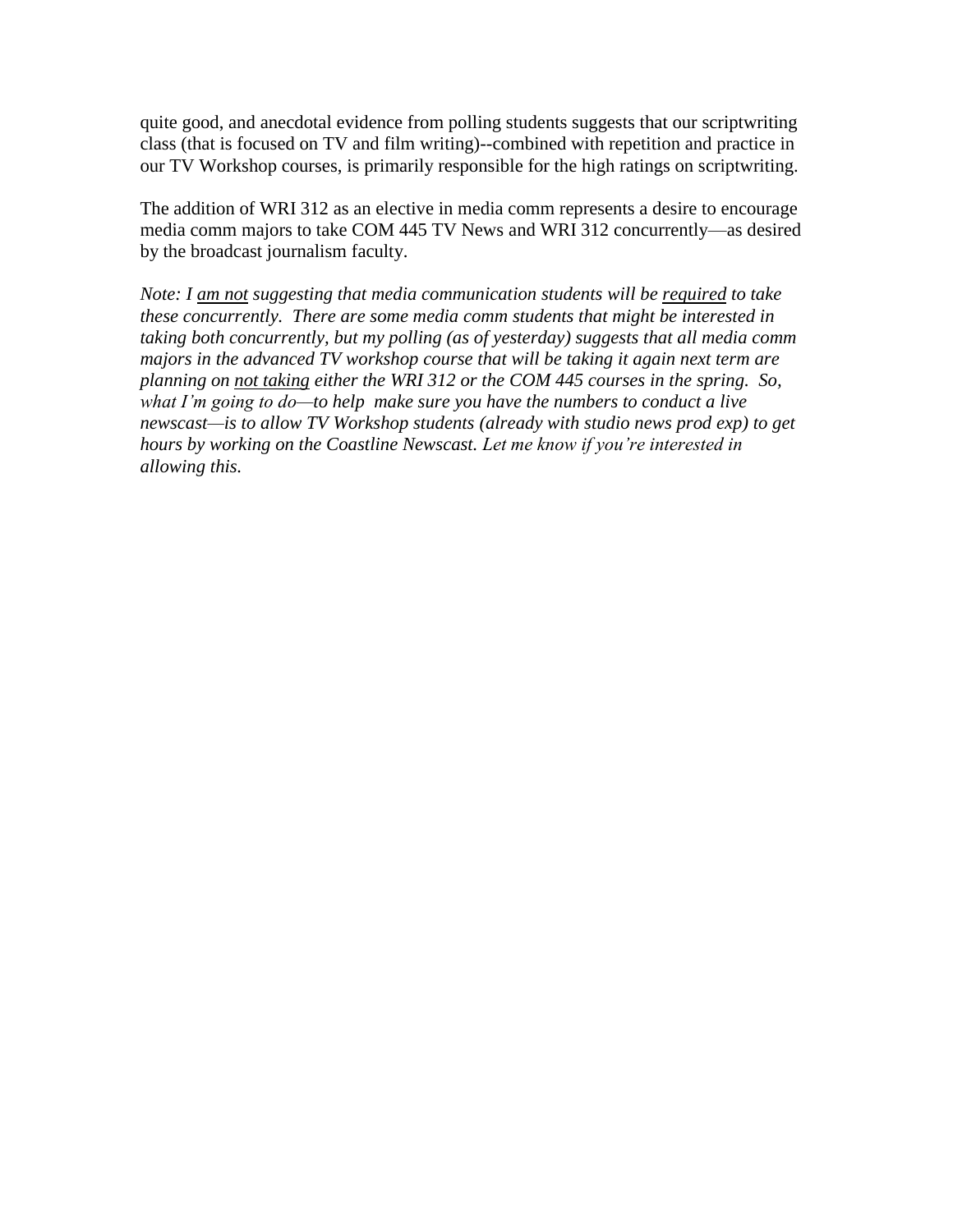quite good, and anecdotal evidence from polling students suggests that our scriptwriting class (that is focused on TV and film writing)--combined with repetition and practice in our TV Workshop courses, is primarily responsible for the high ratings on scriptwriting.

The addition of WRI 312 as an elective in media comm represents a desire to encourage media comm majors to take COM 445 TV News and WRI 312 concurrently—as desired by the broadcast journalism faculty.

*Note: I <u>am not</u> suggesting that media communication students will be <u>required</u> to take these concurrently. There are some media comm students that might be interested in taking both concurrently, but my polling (as of yesterday) suggests that all media comm majors in the advanced TV workshop course that will be taking it again next term are planning on <u>not taking</u> either the WRI 312 or the COM 445 courses in the spring. So, what I'm going to do—to help make sure you have the numbers to conduct a live newscast—is to allow TV Workshop students (already with studio news prod exp) to get hours by working on the Coastline Newscast. Let me know if you're interested in allowing this.*